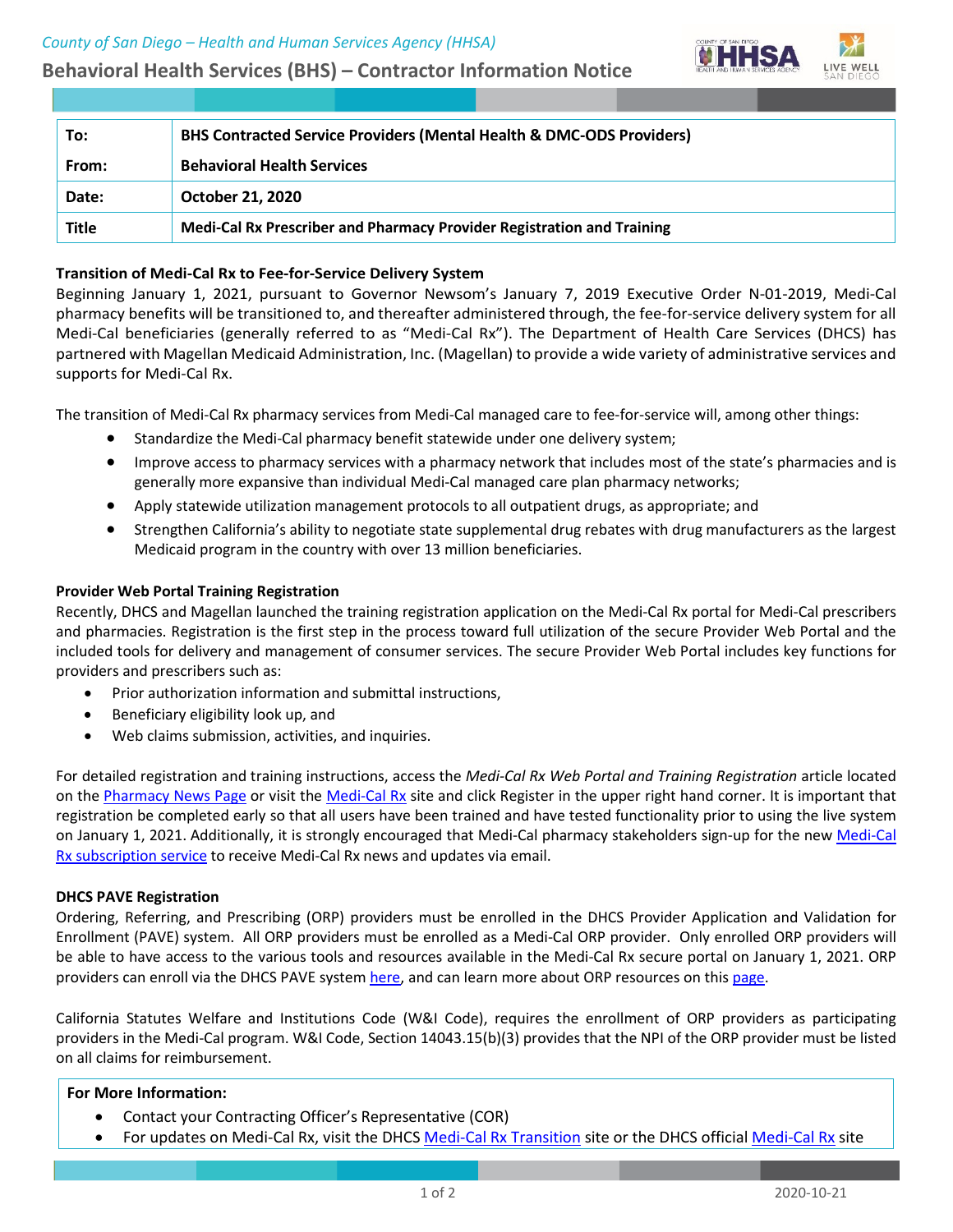*County of San Diego – Health and Human Services Agency (HHSA)*

**Behavioral Health Services (BHS) – Contractor Information Notice**

| | |
|---|---|
| **To:** | **BHS Contracted Service Providers (Mental Health & DMC-ODS Providers)** |
| **From:** | **Behavioral Health Services** |
| **Date:** | **October 21, 2020** |
| **Title** | **Medi-Cal Rx Prescriber and Pharmacy Provider Registration and Training** |

**Transition of Medi-Cal Rx to Fee-for-Service Delivery System**

Beginning January 1, 2021, pursuant to Governor Newsom's January 7, 2019 Executive Order N-01-2019, Medi-Cal pharmacy benefits will be transitioned to, and thereafter administered through, the fee-for-service delivery system for all Medi-Cal beneficiaries (generally referred to as "Medi-Cal Rx"). The Department of Health Care Services (DHCS) has partnered with Magellan Medicaid Administration, Inc. (Magellan) to provide a wide variety of administrative services and supports for Medi-Cal Rx.

The transition of Medi-Cal Rx pharmacy services from Medi-Cal managed care to fee-for-service will, among other things:

- Standardize the Medi-Cal pharmacy benefit statewide under one delivery system;
- Improve access to pharmacy services with a pharmacy network that includes most of the state's pharmacies and is generally more expansive than individual Medi-Cal managed care plan pharmacy networks;
- Apply statewide utilization management protocols to all outpatient drugs, as appropriate; and
- Strengthen California's ability to negotiate state supplemental drug rebates with drug manufacturers as the largest Medicaid program in the country with over 13 million beneficiaries.

**Provider Web Portal Training Registration**

Recently, DHCS and Magellan launched the training registration application on the Medi-Cal Rx portal for Medi-Cal prescribers and pharmacies. Registration is the first step in the process toward full utilization of the secure Provider Web Portal and the included tools for delivery and management of consumer services. The secure Provider Web Portal includes key functions for providers and prescribers such as:

- Prior authorization information and submittal instructions,
- Beneficiary eligibility look up, and
- Web claims submission, activities, and inquiries.

For detailed registration and training instructions, access the *Medi-Cal Rx Web Portal and Training Registration* article located on the Pharmacy News Page or visit the Medi-Cal Rx site and click Register in the upper right hand corner. It is important that registration be completed early so that all users have been trained and have tested functionality prior to using the live system on January 1, 2021. Additionally, it is strongly encouraged that Medi-Cal pharmacy stakeholders sign-up for the new Medi-Cal Rx subscription service to receive Medi-Cal Rx news and updates via email.

**DHCS PAVE Registration**

Ordering, Referring, and Prescribing (ORP) providers must be enrolled in the DHCS Provider Application and Validation for Enrollment (PAVE) system. All ORP providers must be enrolled as a Medi-Cal ORP provider. Only enrolled ORP providers will be able to have access to the various tools and resources available in the Medi-Cal Rx secure portal on January 1, 2021. ORP providers can enroll via the DHCS PAVE system here, and can learn more about ORP resources on this page.

California Statutes Welfare and Institutions Code (W&I Code), requires the enrollment of ORP providers as participating providers in the Medi-Cal program. W&I Code, Section 14043.15(b)(3) provides that the NPI of the ORP provider must be listed on all claims for reimbursement.

**For More Information:**

- Contact your Contracting Officer's Representative (COR)
- For updates on Medi-Cal Rx, visit the DHCS Medi-Cal Rx Transition site or the DHCS official Medi-Cal Rx site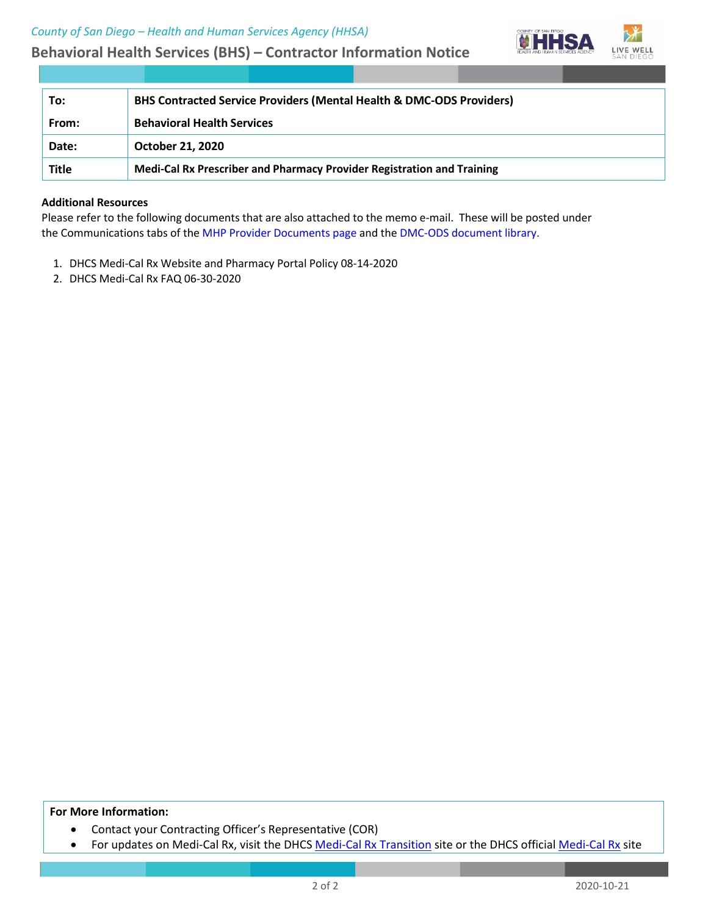County of San Diego – Health and Human Services Agency (HHSA)

**Behavioral Health Services (BHS) – Contractor Information Notice**

| | |
|---|---|
| **To:** | **BHS Contracted Service Providers (Mental Health & DMC-ODS Providers)** |
| **From:** | **Behavioral Health Services** |
| **Date:** | **October 21, 2020** |
| **Title** | **Medi-Cal Rx Prescriber and Pharmacy Provider Registration and Training** |

**Additional Resources**

Please refer to the following documents that are also attached to the memo e-mail. These will be posted under the Communications tabs of the MHP Provider Documents page and the DMC-ODS document library.

1. DHCS Medi-Cal Rx Website and Pharmacy Portal Policy 08-14-2020
2. DHCS Medi-Cal Rx FAQ 06-30-2020

**For More Information:**

- Contact your Contracting Officer's Representative (COR)
- For updates on Medi-Cal Rx, visit the DHCS Medi-Cal Rx Transition site or the DHCS official Medi-Cal Rx site